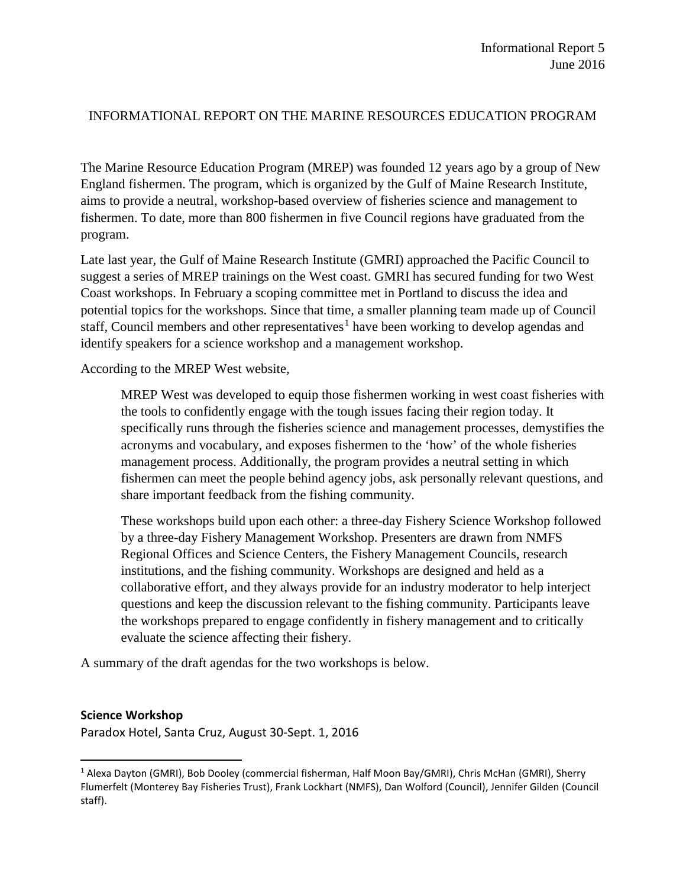Informational Report 5
June 2016

INFORMATIONAL REPORT ON THE MARINE RESOURCES EDUCATION PROGRAM

The Marine Resource Education Program (MREP) was founded 12 years ago by a group of New England fishermen. The program, which is organized by the Gulf of Maine Research Institute, aims to provide a neutral, workshop-based overview of fisheries science and management to fishermen. To date, more than 800 fishermen in five Council regions have graduated from the program.

Late last year, the Gulf of Maine Research Institute (GMRI) approached the Pacific Council to suggest a series of MREP trainings on the West coast. GMRI has secured funding for two West Coast workshops. In February a scoping committee met in Portland to discuss the idea and potential topics for the workshops. Since that time, a smaller planning team made up of Council staff, Council members and other representatives[1] have been working to develop agendas and identify speakers for a science workshop and a management workshop.

According to the MREP West website,

> MREP West was developed to equip those fishermen working in west coast fisheries with the tools to confidently engage with the tough issues facing their region today. It specifically runs through the fisheries science and management processes, demystifies the acronyms and vocabulary, and exposes fishermen to the 'how' of the whole fisheries management process. Additionally, the program provides a neutral setting in which fishermen can meet the people behind agency jobs, ask personally relevant questions, and share important feedback from the fishing community.
>
> These workshops build upon each other: a three-day Fishery Science Workshop followed by a three-day Fishery Management Workshop. Presenters are drawn from NMFS Regional Offices and Science Centers, the Fishery Management Councils, research institutions, and the fishing community. Workshops are designed and held as a collaborative effort, and they always provide for an industry moderator to help interject questions and keep the discussion relevant to the fishing community. Participants leave the workshops prepared to engage confidently in fishery management and to critically evaluate the science affecting their fishery.

A summary of the draft agendas for the two workshops is below.

**Science Workshop**

Paradox Hotel, Santa Cruz, August 30-Sept. 1, 2016

---

[1] Alexa Dayton (GMRI), Bob Dooley (commercial fisherman, Half Moon Bay/GMRI), Chris McHan (GMRI), Sherry Flumerfelt (Monterey Bay Fisheries Trust), Frank Lockhart (NMFS), Dan Wolford (Council), Jennifer Gilden (Council staff).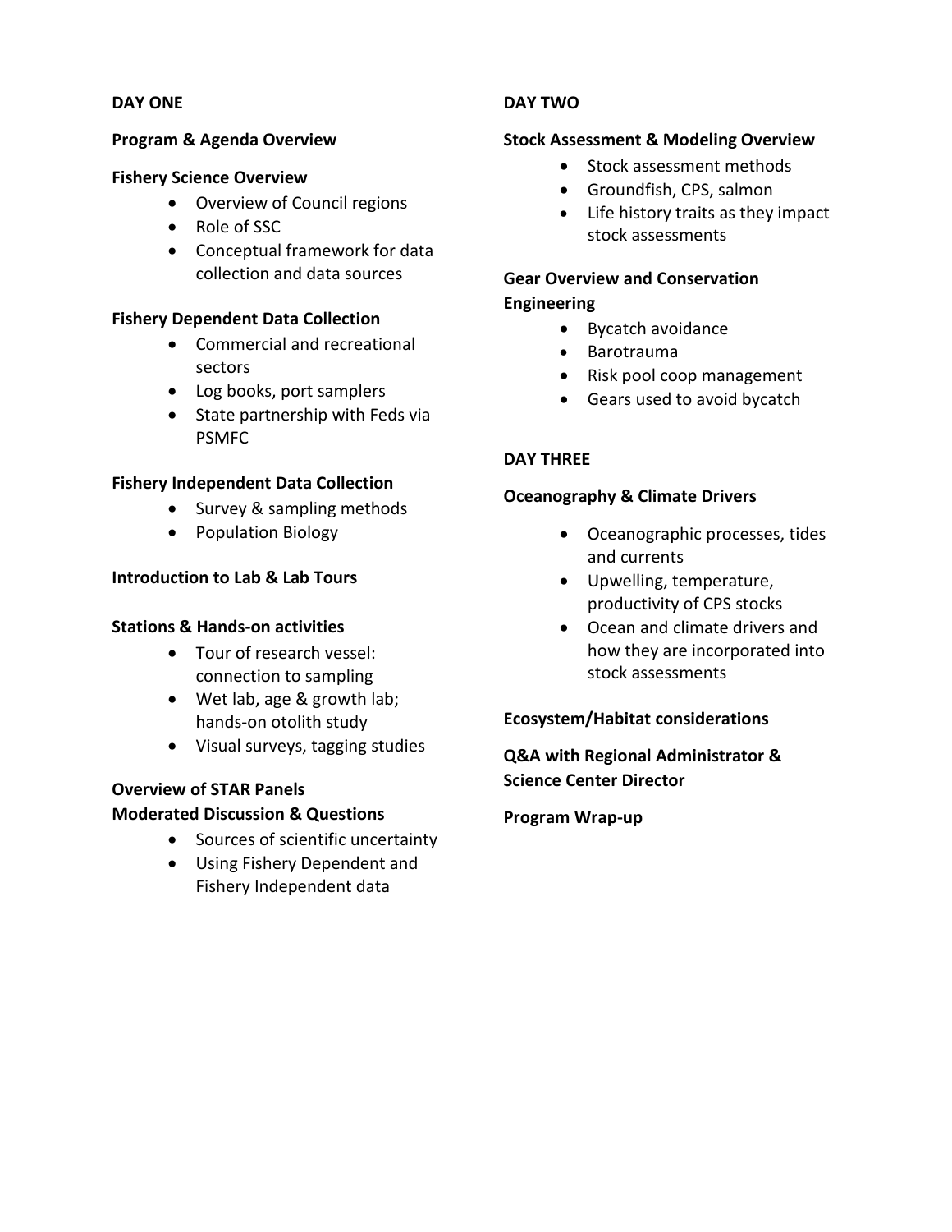## DAY ONE

**Program & Agenda Overview**

**Fishery Science Overview**

- Overview of Council regions
- Role of SSC
- Conceptual framework for data collection and data sources

**Fishery Dependent Data Collection**

- Commercial and recreational sectors
- Log books, port samplers
- State partnership with Feds via PSMFC

**Fishery Independent Data Collection**

- Survey & sampling methods
- Population Biology

**Introduction to Lab & Lab Tours**

**Stations & Hands-on activities**

- Tour of research vessel: connection to sampling
- Wet lab, age & growth lab; hands-on otolith study
- Visual surveys, tagging studies

**Overview of STAR Panels**
**Moderated Discussion & Questions**

- Sources of scientific uncertainty
- Using Fishery Dependent and Fishery Independent data

## DAY TWO

**Stock Assessment & Modeling Overview**

- Stock assessment methods
- Groundfish, CPS, salmon
- Life history traits as they impact stock assessments

**Gear Overview and Conservation Engineering**

- Bycatch avoidance
- Barotrauma
- Risk pool coop management
- Gears used to avoid bycatch

## DAY THREE

**Oceanography & Climate Drivers**

- Oceanographic processes, tides and currents
- Upwelling, temperature, productivity of CPS stocks
- Ocean and climate drivers and how they are incorporated into stock assessments

**Ecosystem/Habitat considerations**

**Q&A with Regional Administrator & Science Center Director**

**Program Wrap-up**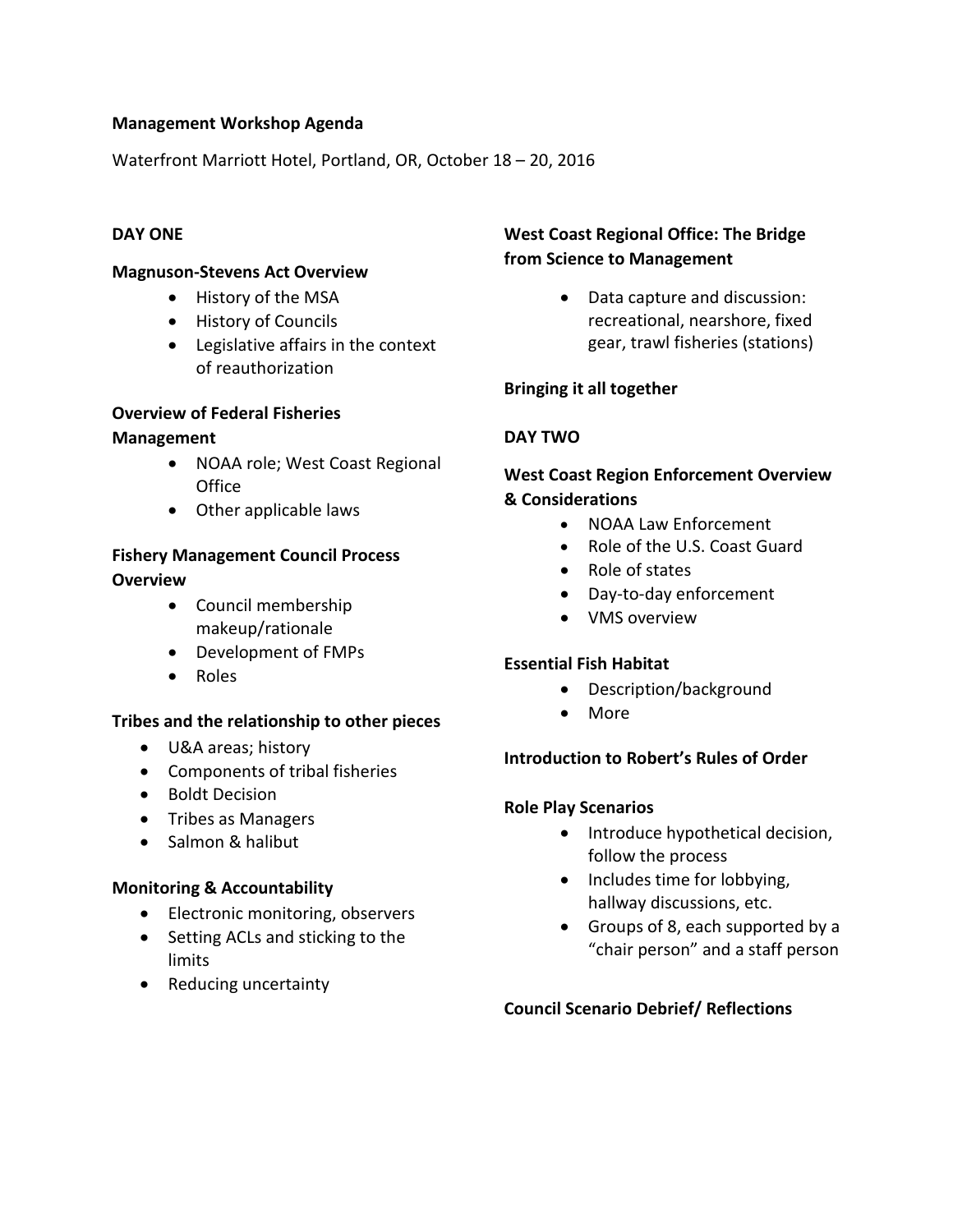**Management Workshop Agenda**

Waterfront Marriott Hotel, Portland, OR, October 18 – 20, 2016

**DAY ONE**

**Magnuson-Stevens Act Overview**

- History of the MSA
- History of Councils
- Legislative affairs in the context of reauthorization

**Overview of Federal Fisheries Management**

- NOAA role; West Coast Regional Office
- Other applicable laws

**Fishery Management Council Process Overview**

- Council membership makeup/rationale
- Development of FMPs
- Roles

**Tribes and the relationship to other pieces**

- U&A areas; history
- Components of tribal fisheries
- Boldt Decision
- Tribes as Managers
- Salmon & halibut

**Monitoring & Accountability**

- Electronic monitoring, observers
- Setting ACLs and sticking to the limits
- Reducing uncertainty

**West Coast Regional Office: The Bridge from Science to Management**

- Data capture and discussion: recreational, nearshore, fixed gear, trawl fisheries (stations)

**Bringing it all together**

**DAY TWO**

**West Coast Region Enforcement Overview & Considerations**

- NOAA Law Enforcement
- Role of the U.S. Coast Guard
- Role of states
- Day-to-day enforcement
- VMS overview

**Essential Fish Habitat**

- Description/background
- More

**Introduction to Robert's Rules of Order**

**Role Play Scenarios**

- Introduce hypothetical decision, follow the process
- Includes time for lobbying, hallway discussions, etc.
- Groups of 8, each supported by a "chair person" and a staff person

**Council Scenario Debrief/ Reflections**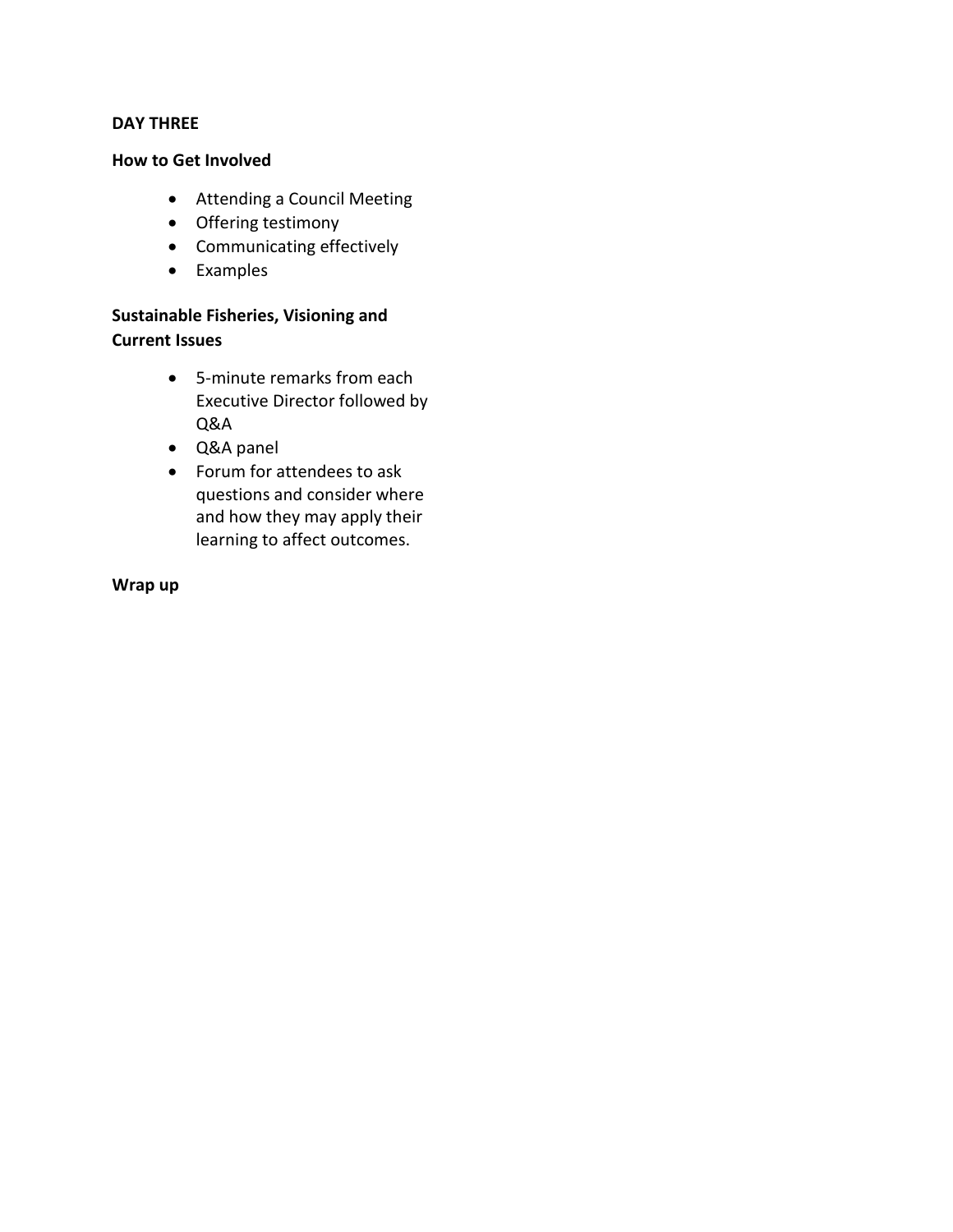**DAY THREE**

**How to Get Involved**

- Attending a Council Meeting
- Offering testimony
- Communicating effectively
- Examples

**Sustainable Fisheries, Visioning and Current Issues**

- 5-minute remarks from each Executive Director followed by Q&A
- Q&A panel
- Forum for attendees to ask questions and consider where and how they may apply their learning to affect outcomes.

**Wrap up**